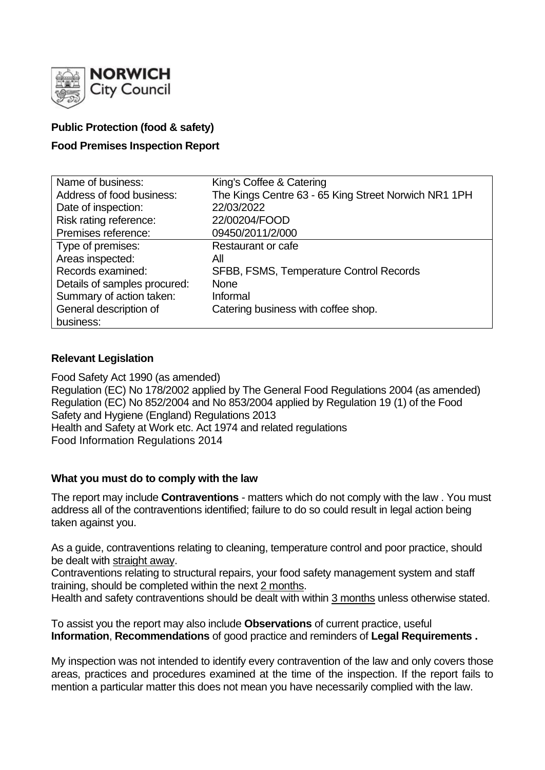**NORWICH City Council**

**Public Protection (food & safety)**

**Food Premises Inspection Report**

| Name of business: | King's Coffee & Catering |
| --- | --- |
| Address of food business: | The Kings Centre 63 - 65 King Street Norwich NR1 1PH |
| Date of inspection: | 22/03/2022 |
| Risk rating reference: | 22/00204/FOOD |
| Premises reference: | 09450/2011/2/000 |
| Type of premises: | Restaurant or cafe |
| Areas inspected: | All |
| Records examined: | SFBB, FSMS, Temperature Control Records |
| Details of samples procured: | None |
| Summary of action taken: | Informal |
| General description of business: | Catering business with coffee shop. |

## Relevant Legislation

Food Safety Act 1990 (as amended)
Regulation (EC) No 178/2002 applied by The General Food Regulations 2004 (as amended)
Regulation (EC) No 852/2004 and No 853/2004 applied by Regulation 19 (1) of the Food Safety and Hygiene (England) Regulations 2013
Health and Safety at Work etc. Act 1974 and related regulations
Food Information Regulations 2014

## What you must do to comply with the law

The report may include **Contraventions** - matters which do not comply with the law . You must address all of the contraventions identified; failure to do so could result in legal action being taken against you.

As a guide, contraventions relating to cleaning, temperature control and poor practice, should be dealt with straight away.
Contraventions relating to structural repairs, your food safety management system and staff training, should be completed within the next 2 months.
Health and safety contraventions should be dealt with within 3 months unless otherwise stated.

To assist you the report may also include **Observations** of current practice, useful **Information**, **Recommendations** of good practice and reminders of **Legal Requirements .**

My inspection was not intended to identify every contravention of the law and only covers those areas, practices and procedures examined at the time of the inspection. If the report fails to mention a particular matter this does not mean you have necessarily complied with the law.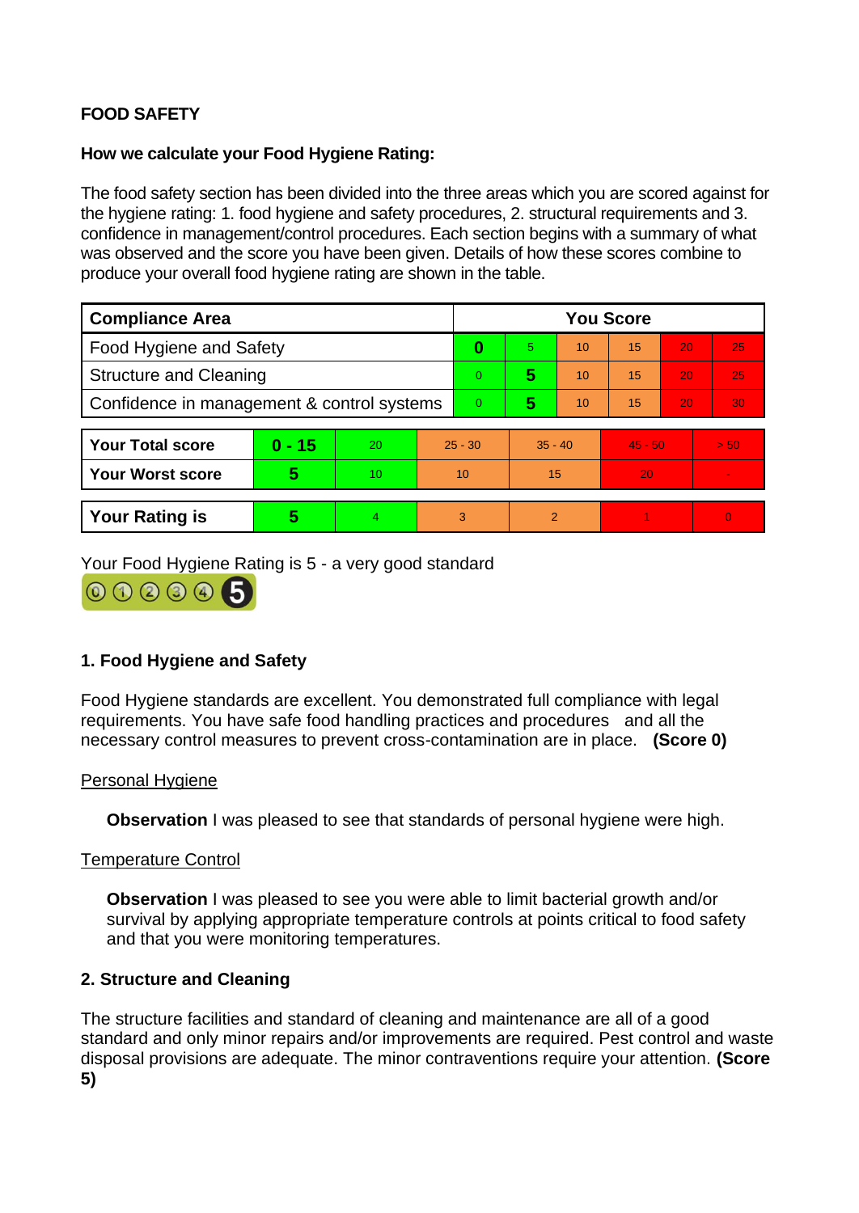**FOOD SAFETY**

**How we calculate your Food Hygiene Rating:**

The food safety section has been divided into the three areas which you are scored against for the hygiene rating: 1. food hygiene and safety procedures, 2. structural requirements and 3. confidence in management/control procedures. Each section begins with a summary of what was observed and the score you have been given. Details of how these scores combine to produce your overall food hygiene rating are shown in the table.

| Compliance Area | You Score | | | | | |
|---|---|---|---|---|---|---|
| Food Hygiene and Safety | **0** | 5 | 10 | 15 | 20 | 25 |
| Structure and Cleaning | 0 | **5** | 10 | 15 | 20 | 25 |
| Confidence in management & control systems | 0 | **5** | 10 | 15 | 20 | 30 |

| | | | | | | |
|---|---|---|---|---|---|---|
| **Your Total score** | **0 - 15** | 20 | 25 - 30 | 35 - 40 | 45 - 50 | > 50 |
| **Your Worst score** | **5** | 10 | 10 | 15 | 20 | - |

| | | | | | | |
|---|---|---|---|---|---|---|
| **Your Rating is** | **5** | 4 | 3 | 2 | 1 | 0 |

Your Food Hygiene Rating is 5 - a very good standard

### 1. Food Hygiene and Safety

Food Hygiene standards are excellent. You demonstrated full compliance with legal requirements. You have safe food handling practices and procedures and all the necessary control measures to prevent cross-contamination are in place. **(Score 0)**

Personal Hygiene

**Observation** I was pleased to see that standards of personal hygiene were high.

Temperature Control

**Observation** I was pleased to see you were able to limit bacterial growth and/or survival by applying appropriate temperature controls at points critical to food safety and that you were monitoring temperatures.

### 2. Structure and Cleaning

The structure facilities and standard of cleaning and maintenance are all of a good standard and only minor repairs and/or improvements are required. Pest control and waste disposal provisions are adequate. The minor contraventions require your attention. **(Score 5)**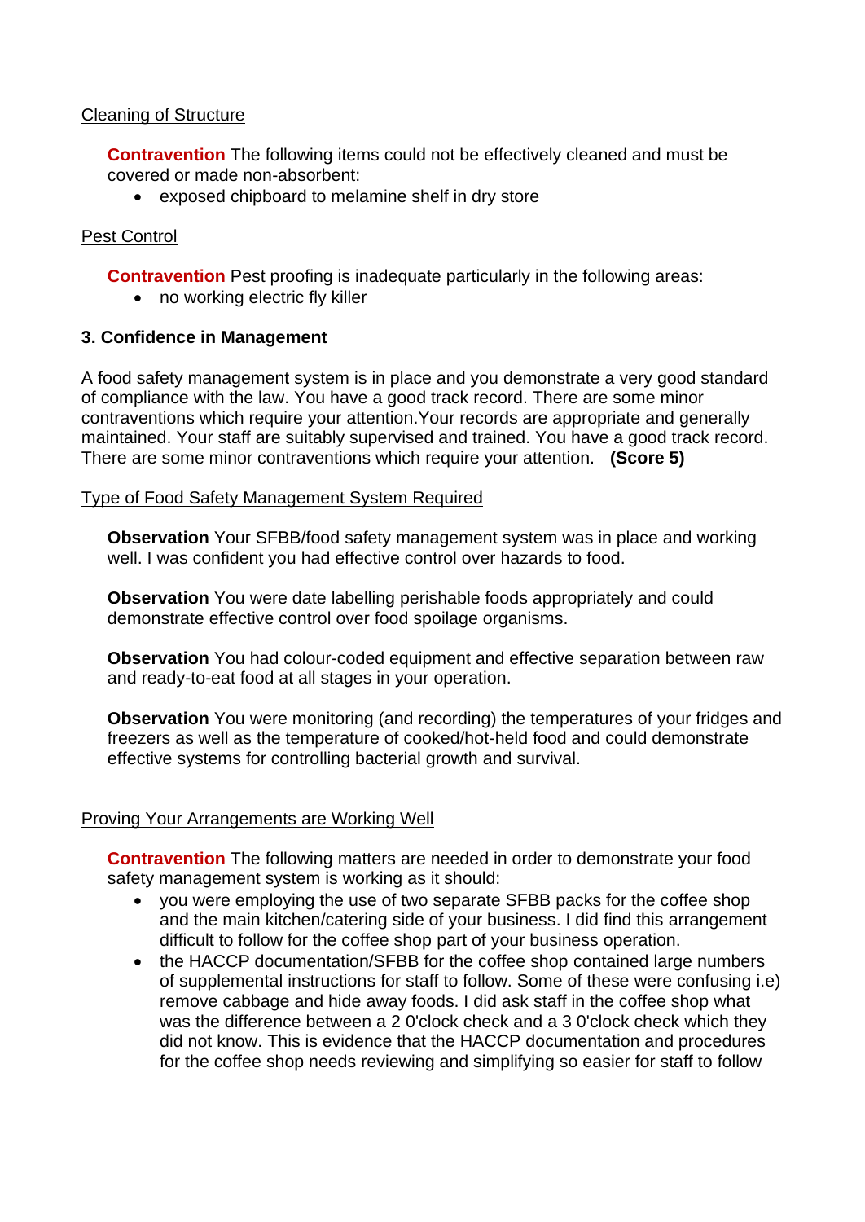Cleaning of Structure

**Contravention** The following items could not be effectively cleaned and must be covered or made non-absorbent:

- exposed chipboard to melamine shelf in dry store

Pest Control

**Contravention** Pest proofing is inadequate particularly in the following areas:

- no working electric fly killer

### 3. Confidence in Management

A food safety management system is in place and you demonstrate a very good standard of compliance with the law. You have a good track record. There are some minor contraventions which require your attention.Your records are appropriate and generally maintained. Your staff are suitably supervised and trained. You have a good track record. There are some minor contraventions which require your attention. **(Score 5)**

Type of Food Safety Management System Required

**Observation** Your SFBB/food safety management system was in place and working well. I was confident you had effective control over hazards to food.

**Observation** You were date labelling perishable foods appropriately and could demonstrate effective control over food spoilage organisms.

**Observation** You had colour-coded equipment and effective separation between raw and ready-to-eat food at all stages in your operation.

**Observation** You were monitoring (and recording) the temperatures of your fridges and freezers as well as the temperature of cooked/hot-held food and could demonstrate effective systems for controlling bacterial growth and survival.

Proving Your Arrangements are Working Well

**Contravention** The following matters are needed in order to demonstrate your food safety management system is working as it should:

- you were employing the use of two separate SFBB packs for the coffee shop and the main kitchen/catering side of your business. I did find this arrangement difficult to follow for the coffee shop part of your business operation.
- the HACCP documentation/SFBB for the coffee shop contained large numbers of supplemental instructions for staff to follow. Some of these were confusing i.e) remove cabbage and hide away foods. I did ask staff in the coffee shop what was the difference between a 2 0'clock check and a 3 0'clock check which they did not know. This is evidence that the HACCP documentation and procedures for the coffee shop needs reviewing and simplifying so easier for staff to follow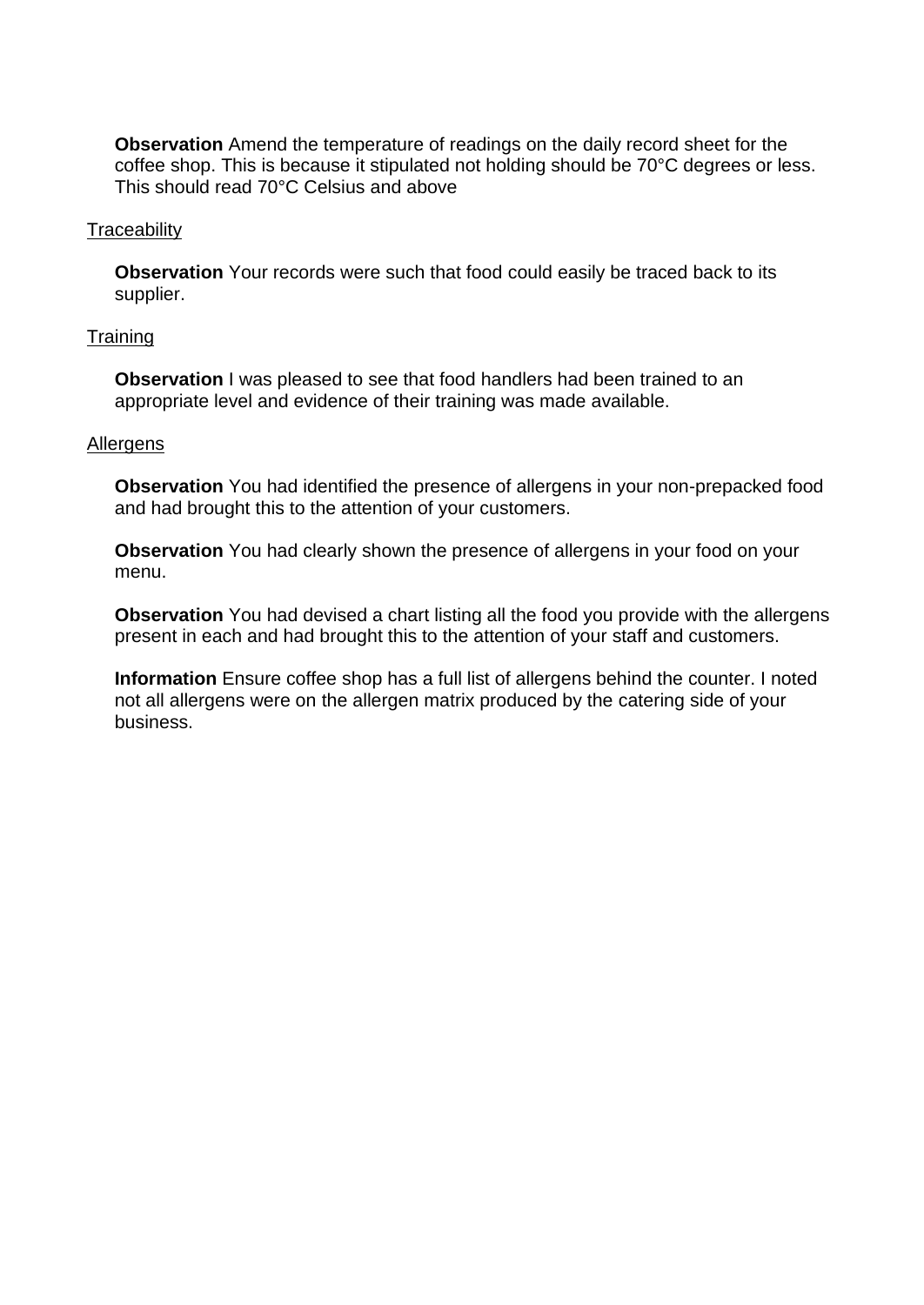**Observation** Amend the temperature of readings on the daily record sheet for the coffee shop. This is because it stipulated not holding should be 70°C degrees or less. This should read 70°C Celsius and above

Traceability

**Observation** Your records were such that food could easily be traced back to its supplier.

Training

**Observation** I was pleased to see that food handlers had been trained to an appropriate level and evidence of their training was made available.

Allergens

**Observation** You had identified the presence of allergens in your non-prepacked food and had brought this to the attention of your customers.

**Observation** You had clearly shown the presence of allergens in your food on your menu.

**Observation** You had devised a chart listing all the food you provide with the allergens present in each and had brought this to the attention of your staff and customers.

**Information** Ensure coffee shop has a full list of allergens behind the counter. I noted not all allergens were on the allergen matrix produced by the catering side of your business.